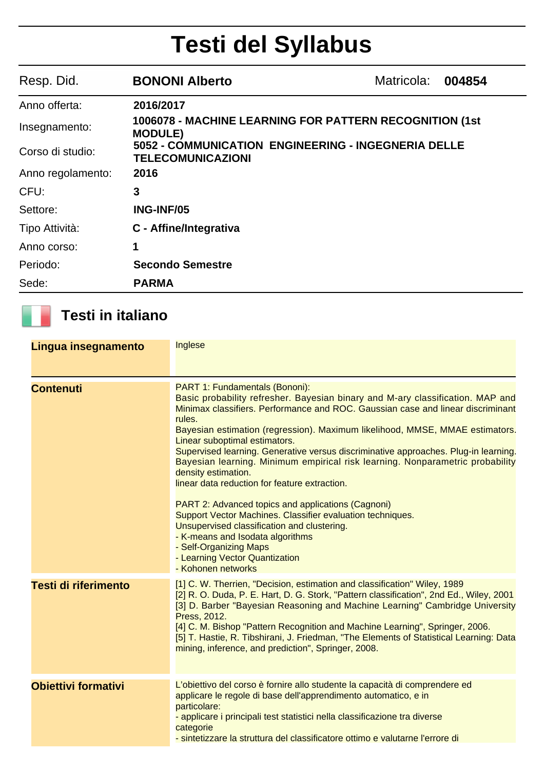# Testi del Syllabus

| | | | |
|---|---|---|---|
| Resp. Did. | **BONONI Alberto** | Matricola: | **004854** |

| | |
|---|---|
| Anno offerta: | **2016/2017** |
| Insegnamento: | **1006078 - MACHINE LEARNING FOR PATTERN RECOGNITION (1st MODULE)** |
| Corso di studio: | **5052 - COMMUNICATION ENGINEERING - INGEGNERIA DELLE TELECOMUNICAZIONI** |
| Anno regolamento: | **2016** |
| CFU: | **3** |
| Settore: | **ING-INF/05** |
| Tipo Attività: | **C - Affine/Integrativa** |
| Anno corso: | **1** |
| Periodo: | **Secondo Semestre** |
| Sede: | **PARMA** |

## Testi in italiano

**Lingua insegnamento**

Inglese

**Contenuti**

PART 1: Fundamentals (Bononi):
Basic probability refresher. Bayesian binary and M-ary classification. MAP and Minimax classifiers. Performance and ROC. Gaussian case and linear discriminant rules.
Bayesian estimation (regression). Maximum likelihood, MMSE, MMAE estimators. Linear suboptimal estimators.
Supervised learning. Generative versus discriminative approaches. Plug-in learning. Bayesian learning. Minimum empirical risk learning. Nonparametric probability density estimation.
linear data reduction for feature extraction.

PART 2: Advanced topics and applications (Cagnoni)
Support Vector Machines. Classifier evaluation techniques.
Unsupervised classification and clustering.
- K-means and Isodata algorithms
- Self-Organizing Maps
- Learning Vector Quantization
- Kohonen networks

**Testi di riferimento**

[1] C. W. Therrien, "Decision, estimation and classification" Wiley, 1989
[2] R. O. Duda, P. E. Hart, D. G. Stork, "Pattern classification", 2nd Ed., Wiley, 2001
[3] D. Barber "Bayesian Reasoning and Machine Learning" Cambridge University Press, 2012.
[4] C. M. Bishop "Pattern Recognition and Machine Learning", Springer, 2006.
[5] T. Hastie, R. Tibshirani, J. Friedman, "The Elements of Statistical Learning: Data mining, inference, and prediction", Springer, 2008.

**Obiettivi formativi**

L'obiettivo del corso è fornire allo studente la capacità di comprendere ed applicare le regole di base dell'apprendimento automatico, e in particolare:
- applicare i principali test statistici nella classificazione tra diverse categorie
- sintetizzare la struttura del classificatore ottimo e valutarne l'errore di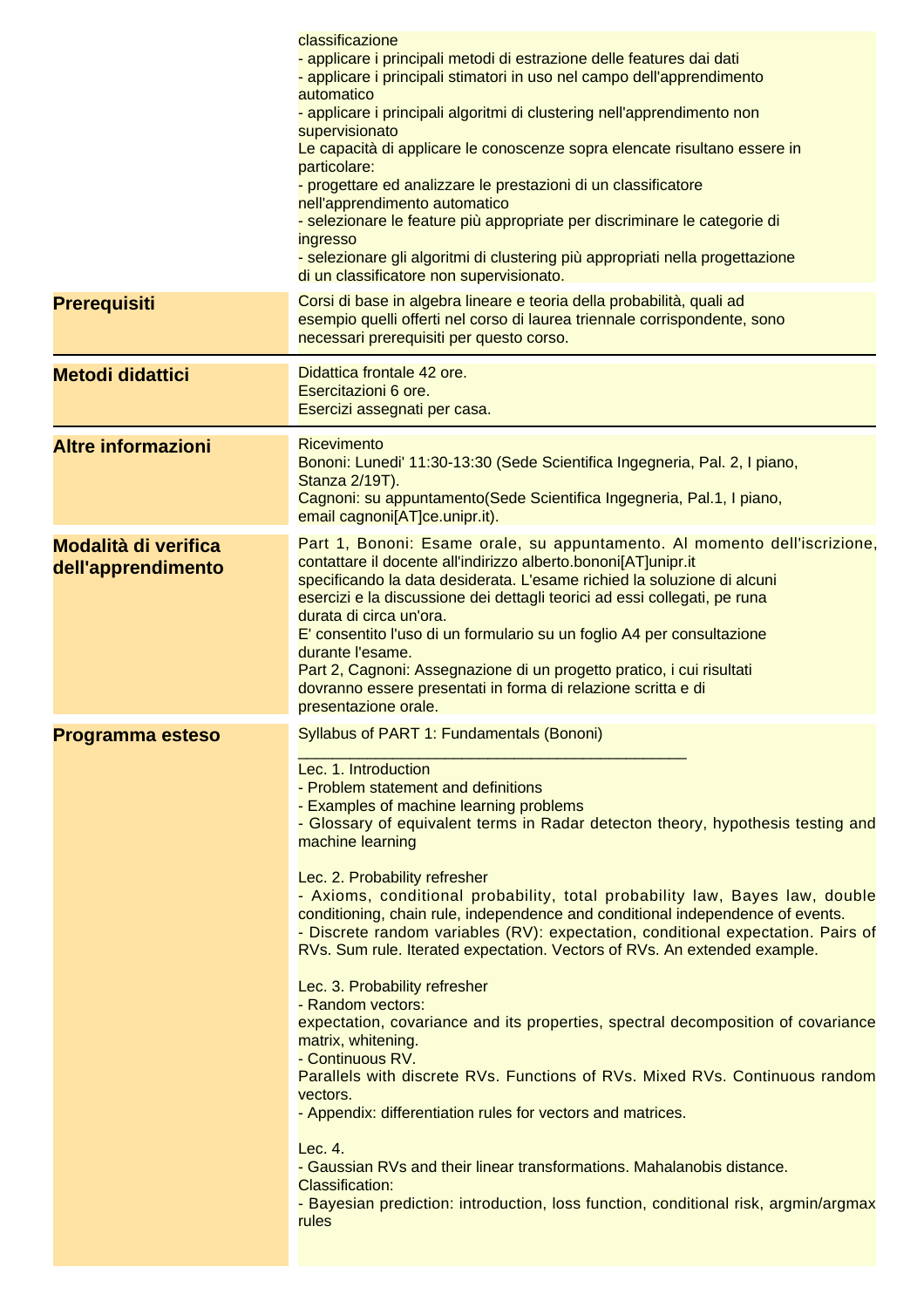classificazione
- applicare i principali metodi di estrazione delle features dai dati
- applicare i principali stimatori in uso nel campo dell'apprendimento automatico
- applicare i principali algoritmi di clustering nell'apprendimento non supervisionato

Le capacità di applicare le conoscenze sopra elencate risultano essere in particolare:
- progettare ed analizzare le prestazioni di un classificatore nell'apprendimento automatico
- selezionare le feature più appropriate per discriminare le categorie di ingresso
- selezionare gli algoritmi di clustering più appropriati nella progettazione di un classificatore non supervisionato.

## Prerequisiti

Corsi di base in algebra lineare e teoria della probabilità, quali ad esempio quelli offerti nel corso di laurea triennale corrispondente, sono necessari prerequisiti per questo corso.

## Metodi didattici

Didattica frontale 42 ore.
Esercitazioni 6 ore.
Esercizi assegnati per casa.

## Altre informazioni

Ricevimento
Bononi: Lunedi' 11:30-13:30 (Sede Scientifica Ingegneria, Pal. 2, I piano, Stanza 2/19T).
Cagnoni: su appuntamento(Sede Scientifica Ingegneria, Pal.1, I piano, email cagnoni[AT]ce.unipr.it).

## Modalità di verifica dell'apprendimento

Part 1, Bononi: Esame orale, su appuntamento. Al momento dell'iscrizione, contattare il docente all'indirizzo alberto.bononi[AT]unipr.it specificando la data desiderata. L'esame richied la soluzione di alcuni esercizi e la discussione dei dettagli teorici ad essi collegati, pe runa durata di circa un'ora.
E' consentito l'uso di un formulario su un foglio A4 per consultazione durante l'esame.
Part 2, Cagnoni: Assegnazione di un progetto pratico, i cui risultati dovranno essere presentati in forma di relazione scritta e di presentazione orale.

## Programma esteso

Syllabus of PART 1: Fundamentals (Bononi)
____________________________________________

Lec. 1. Introduction
- Problem statement and definitions
- Examples of machine learning problems
- Glossary of equivalent terms in Radar detecton theory, hypothesis testing and machine learning

Lec. 2. Probability refresher
- Axioms, conditional probability, total probability law, Bayes law, double conditioning, chain rule, independence and conditional independence of events.
- Discrete random variables (RV): expectation, conditional expectation. Pairs of RVs. Sum rule. Iterated expectation. Vectors of RVs. An extended example.

Lec. 3. Probability refresher
- Random vectors:
expectation, covariance and its properties, spectral decomposition of covariance matrix, whitening.
- Continuous RV.
Parallels with discrete RVs. Functions of RVs. Mixed RVs. Continuous random vectors.
- Appendix: differentiation rules for vectors and matrices.

Lec. 4.
- Gaussian RVs and their linear transformations. Mahalanobis distance.
Classification:
- Bayesian prediction: introduction, loss function, conditional risk, argmin/argmax rules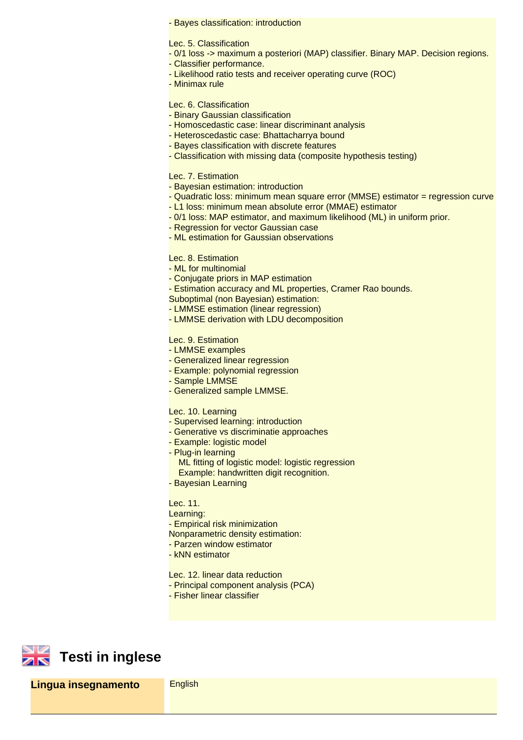- Bayes classification: introduction

Lec. 5. Classification
- 0/1 loss -> maximum a posteriori (MAP) classifier. Binary MAP. Decision regions.
- Classifier performance.
- Likelihood ratio tests and receiver operating curve (ROC)
- Minimax rule

Lec. 6. Classification
- Binary Gaussian classification
- Homoscedastic case: linear discriminant analysis
- Heteroscedastic case: Bhattacharrya bound
- Bayes classification with discrete features
- Classification with missing data (composite hypothesis testing)

Lec. 7. Estimation
- Bayesian estimation: introduction
- Quadratic loss: minimum mean square error (MMSE) estimator = regression curve
- L1 loss: minimum mean absolute error (MMAE) estimator
- 0/1 loss: MAP estimator, and maximum likelihood (ML) in uniform prior.
- Regression for vector Gaussian case
- ML estimation for Gaussian observations

Lec. 8. Estimation
- ML for multinomial
- Conjugate priors in MAP estimation
- Estimation accuracy and ML properties, Cramer Rao bounds.

Suboptimal (non Bayesian) estimation:
- LMMSE estimation (linear regression)
- LMMSE derivation with LDU decomposition

Lec. 9. Estimation
- LMMSE examples
- Generalized linear regression
- Example: polynomial regression
- Sample LMMSE
- Generalized sample LMMSE.

Lec. 10. Learning
- Supervised learning: introduction
- Generative vs discriminatie approaches
- Example: logistic model
- Plug-in learning
  ML fitting of logistic model: logistic regression
  Example: handwritten digit recognition.
- Bayesian Learning

Lec. 11.
Learning:
- Empirical risk minimization

Nonparametric density estimation:
- Parzen window estimator
- kNN estimator

Lec. 12. linear data reduction
- Principal component analysis (PCA)
- Fisher linear classifier

# Testi in inglese

| | |
|---|---|
| **Lingua insegnamento** | English |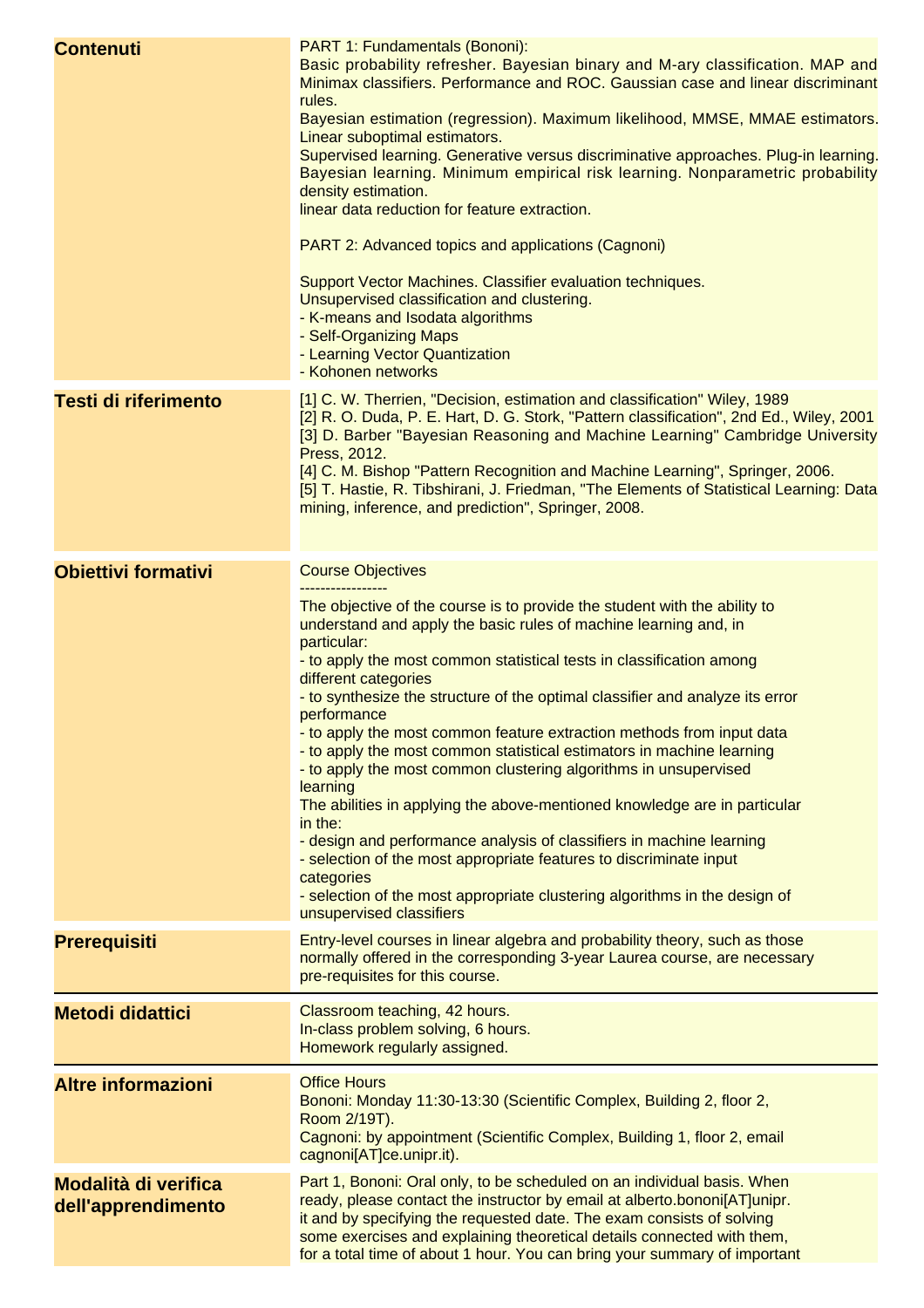| | |
|---|---|
| **Contenuti** | PART 1: Fundamentals (Bononi):<br>Basic probability refresher. Bayesian binary and M-ary classification. MAP and Minimax classifiers. Performance and ROC. Gaussian case and linear discriminant rules.<br>Bayesian estimation (regression). Maximum likelihood, MMSE, MMAE estimators. Linear suboptimal estimators.<br>Supervised learning. Generative versus discriminative approaches. Plug-in learning. Bayesian learning. Minimum empirical risk learning. Nonparametric probability density estimation.<br>linear data reduction for feature extraction.<br><br>PART 2: Advanced topics and applications (Cagnoni)<br><br>Support Vector Machines. Classifier evaluation techniques.<br>Unsupervised classification and clustering.<br>- K-means and Isodata algorithms<br>- Self-Organizing Maps<br>- Learning Vector Quantization<br>- Kohonen networks |
| **Testi di riferimento** | [1] C. W. Therrien, "Decision, estimation and classification" Wiley, 1989<br>[2] R. O. Duda, P. E. Hart, D. G. Stork, "Pattern classification", 2nd Ed., Wiley, 2001<br>[3] D. Barber "Bayesian Reasoning and Machine Learning" Cambridge University Press, 2012.<br>[4] C. M. Bishop "Pattern Recognition and Machine Learning", Springer, 2006.<br>[5] T. Hastie, R. Tibshirani, J. Friedman, "The Elements of Statistical Learning: Data mining, inference, and prediction", Springer, 2008. |
| **Obiettivi formativi** | Course Objectives<br>-----------------<br>The objective of the course is to provide the student with the ability to understand and apply the basic rules of machine learning and, in particular:<br>- to apply the most common statistical tests in classification among different categories<br>- to synthesize the structure of the optimal classifier and analyze its error performance<br>- to apply the most common feature extraction methods from input data<br>- to apply the most common statistical estimators in machine learning<br>- to apply the most common clustering algorithms in unsupervised learning<br>The abilities in applying the above-mentioned knowledge are in particular in the:<br>- design and performance analysis of classifiers in machine learning<br>- selection of the most appropriate features to discriminate input categories<br>- selection of the most appropriate clustering algorithms in the design of unsupervised classifiers |
| **Prerequisiti** | Entry-level courses in linear algebra and probability theory, such as those normally offered in the corresponding 3-year Laurea course, are necessary pre-requisites for this course. |
| **Metodi didattici** | Classroom teaching, 42 hours.<br>In-class problem solving, 6 hours.<br>Homework regularly assigned. |
| **Altre informazioni** | Office Hours<br>Bononi: Monday 11:30-13:30 (Scientific Complex, Building 2, floor 2, Room 2/19T).<br>Cagnoni: by appointment (Scientific Complex, Building 1, floor 2, email cagnoni[AT]ce.unipr.it). |
| **Modalità di verifica dell'apprendimento** | Part 1, Bononi: Oral only, to be scheduled on an individual basis. When ready, please contact the instructor by email at alberto.bononi[AT]unipr.it and by specifying the requested date. The exam consists of solving some exercises and explaining theoretical details connected with them, for a total time of about 1 hour. You can bring your summary of important |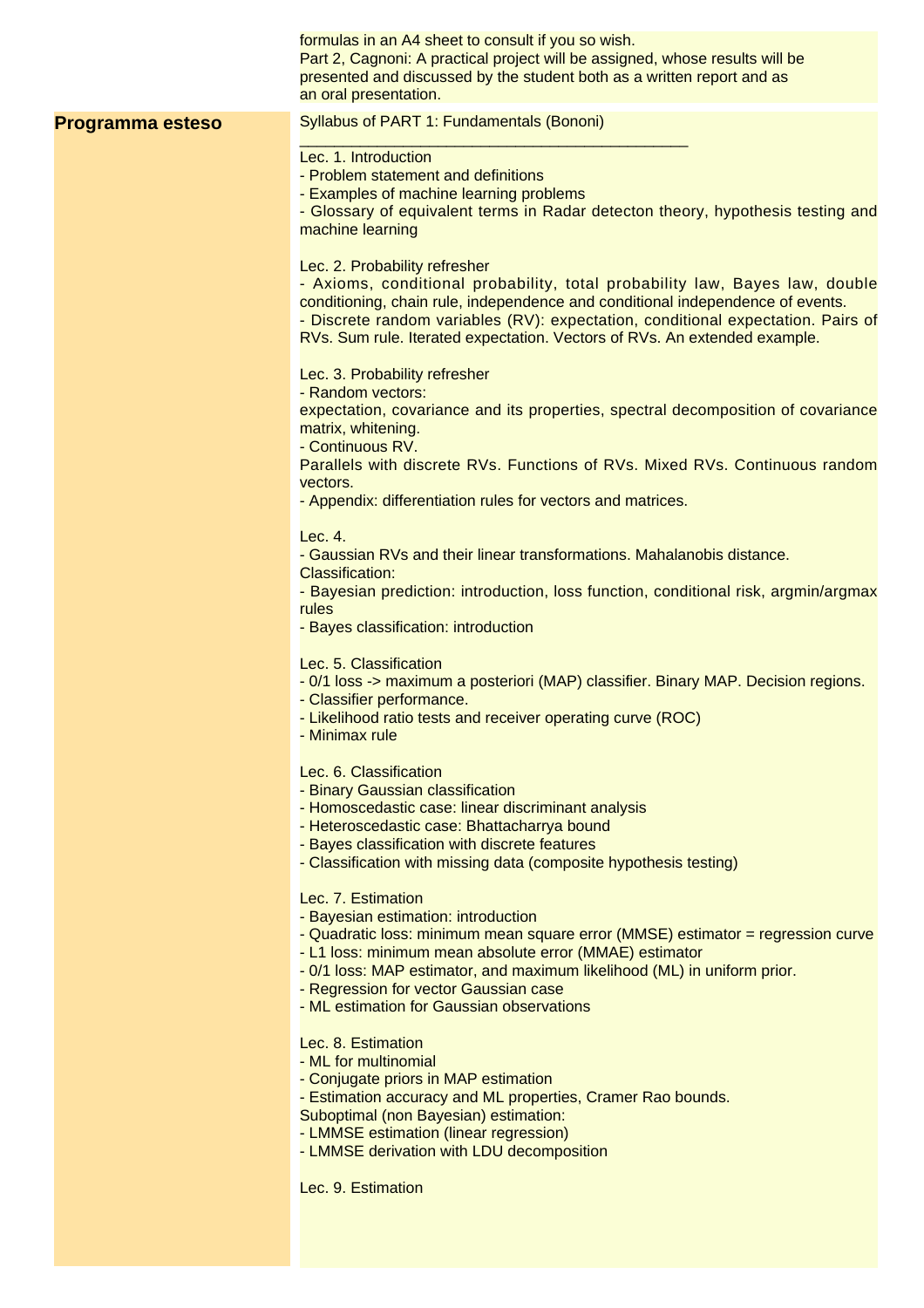formulas in an A4 sheet to consult if you so wish.
Part 2, Cagnoni: A practical project will be assigned, whose results will be presented and discussed by the student both as a written report and as an oral presentation.

**Programma esteso**

Syllabus of PART 1: Fundamentals (Bononi)
_______________________________________________

Lec. 1. Introduction
- Problem statement and definitions
- Examples of machine learning problems
- Glossary of equivalent terms in Radar detecton theory, hypothesis testing and machine learning

Lec. 2. Probability refresher
- Axioms, conditional probability, total probability law, Bayes law, double conditioning, chain rule, independence and conditional independence of events.
- Discrete random variables (RV): expectation, conditional expectation. Pairs of RVs. Sum rule. Iterated expectation. Vectors of RVs. An extended example.

Lec. 3. Probability refresher
- Random vectors:
expectation, covariance and its properties, spectral decomposition of covariance matrix, whitening.
- Continuous RV.
Parallels with discrete RVs. Functions of RVs. Mixed RVs. Continuous random vectors.
- Appendix: differentiation rules for vectors and matrices.

Lec. 4.
- Gaussian RVs and their linear transformations. Mahalanobis distance.
Classification:
- Bayesian prediction: introduction, loss function, conditional risk, argmin/argmax rules
- Bayes classification: introduction

Lec. 5. Classification
- 0/1 loss -> maximum a posteriori (MAP) classifier. Binary MAP. Decision regions.
- Classifier performance.
- Likelihood ratio tests and receiver operating curve (ROC)
- Minimax rule

Lec. 6. Classification
- Binary Gaussian classification
- Homoscedastic case: linear discriminant analysis
- Heteroscedastic case: Bhattacharrya bound
- Bayes classification with discrete features
- Classification with missing data (composite hypothesis testing)

Lec. 7. Estimation
- Bayesian estimation: introduction
- Quadratic loss: minimum mean square error (MMSE) estimator = regression curve
- L1 loss: minimum mean absolute error (MMAE) estimator
- 0/1 loss: MAP estimator, and maximum likelihood (ML) in uniform prior.
- Regression for vector Gaussian case
- ML estimation for Gaussian observations

Lec. 8. Estimation
- ML for multinomial
- Conjugate priors in MAP estimation
- Estimation accuracy and ML properties, Cramer Rao bounds.
Suboptimal (non Bayesian) estimation:
- LMMSE estimation (linear regression)
- LMMSE derivation with LDU decomposition

Lec. 9. Estimation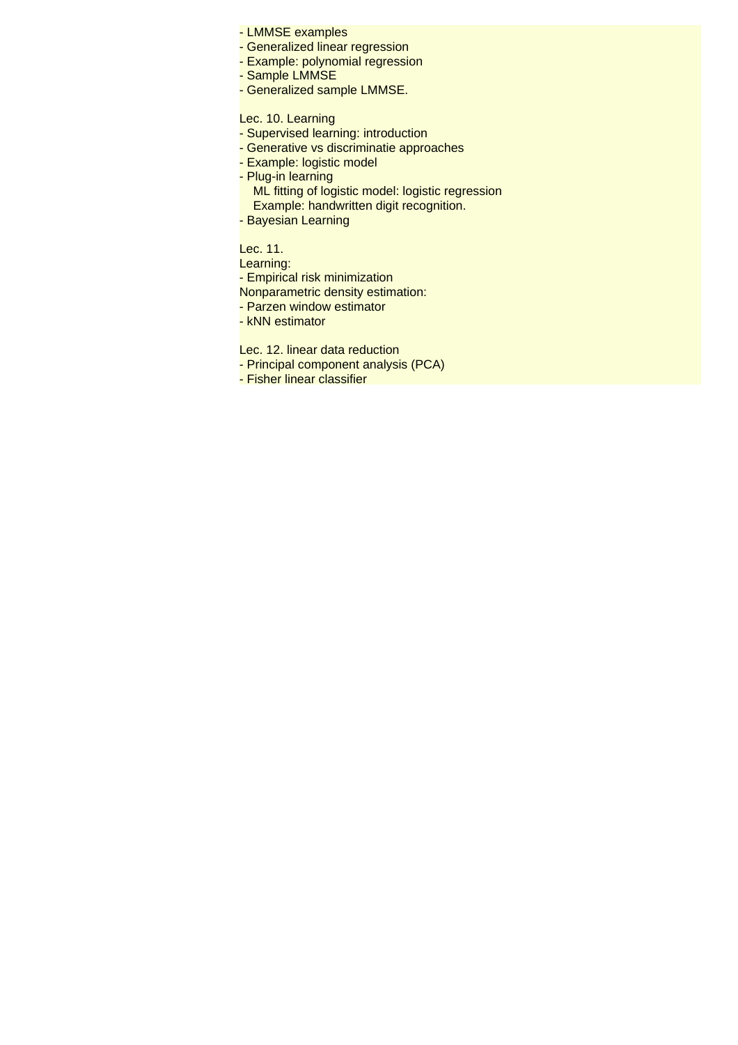- LMMSE examples
- Generalized linear regression
- Example: polynomial regression
- Sample LMMSE
- Generalized sample LMMSE.

Lec. 10. Learning
- Supervised learning: introduction
- Generative vs discriminatie approaches
- Example: logistic model
- Plug-in learning
    ML fitting of logistic model: logistic regression
    Example: handwritten digit recognition.
- Bayesian Learning

Lec. 11.
Learning:
- Empirical risk minimization
Nonparametric density estimation:
- Parzen window estimator
- kNN estimator

Lec. 12. linear data reduction
- Principal component analysis (PCA)
- Fisher linear classifier